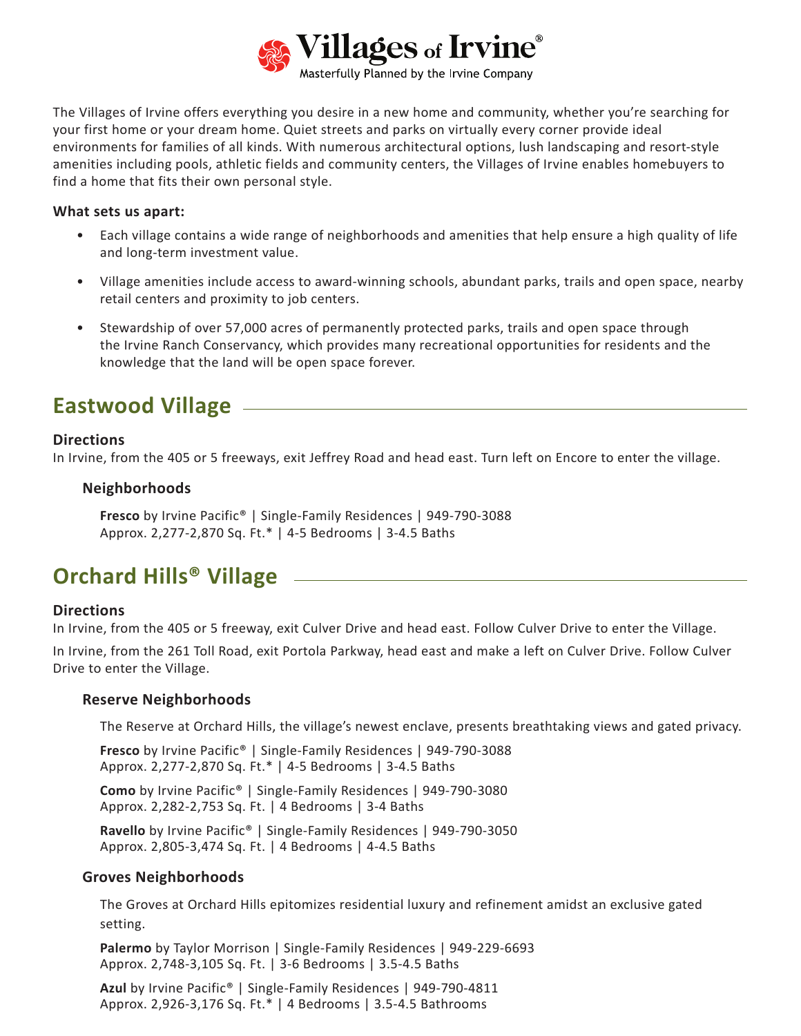# Villages of Irvine®

Masterfully Planned by the Irvine Company

The Villages of Irvine offers everything you desire in a new home and community, whether you're searching for your first home or your dream home. Quiet streets and parks on virtually every corner provide ideal environments for families of all kinds. With numerous architectural options, lush landscaping and resort-style amenities including pools, athletic fields and community centers, the Villages of Irvine enables homebuyers to find a home that fits their own personal style.

**What sets us apart:**

- Each village contains a wide range of neighborhoods and amenities that help ensure a high quality of life and long-term investment value.
- Village amenities include access to award-winning schools, abundant parks, trails and open space, nearby retail centers and proximity to job centers.
- Stewardship of over 57,000 acres of permanently protected parks, trails and open space through the Irvine Ranch Conservancy, which provides many recreational opportunities for residents and the knowledge that the land will be open space forever.

## Eastwood Village

**Directions**

In Irvine, from the 405 or 5 freeways, exit Jeffrey Road and head east. Turn left on Encore to enter the village.

### Neighborhoods

**Fresco** by Irvine Pacific® | Single-Family Residences | 949-790-3088
Approx. 2,277-2,870 Sq. Ft.* | 4-5 Bedrooms | 3-4.5 Baths

## Orchard Hills® Village

**Directions**

In Irvine, from the 405 or 5 freeway, exit Culver Drive and head east. Follow Culver Drive to enter the Village.

In Irvine, from the 261 Toll Road, exit Portola Parkway, head east and make a left on Culver Drive. Follow Culver Drive to enter the Village.

### Reserve Neighborhoods

The Reserve at Orchard Hills, the village's newest enclave, presents breathtaking views and gated privacy.

**Fresco** by Irvine Pacific® | Single-Family Residences | 949-790-3088
Approx. 2,277-2,870 Sq. Ft.* | 4-5 Bedrooms | 3-4.5 Baths

**Como** by Irvine Pacific® | Single-Family Residences | 949-790-3080
Approx. 2,282-2,753 Sq. Ft. | 4 Bedrooms | 3-4 Baths

**Ravello** by Irvine Pacific® | Single-Family Residences | 949-790-3050
Approx. 2,805-3,474 Sq. Ft. | 4 Bedrooms | 4-4.5 Baths

### Groves Neighborhoods

The Groves at Orchard Hills epitomizes residential luxury and refinement amidst an exclusive gated setting.

**Palermo** by Taylor Morrison | Single-Family Residences | 949-229-6693
Approx. 2,748-3,105 Sq. Ft. | 3-6 Bedrooms | 3.5-4.5 Baths

**Azul** by Irvine Pacific® | Single-Family Residences | 949-790-4811
Approx. 2,926-3,176 Sq. Ft.* | 4 Bedrooms | 3.5-4.5 Bathrooms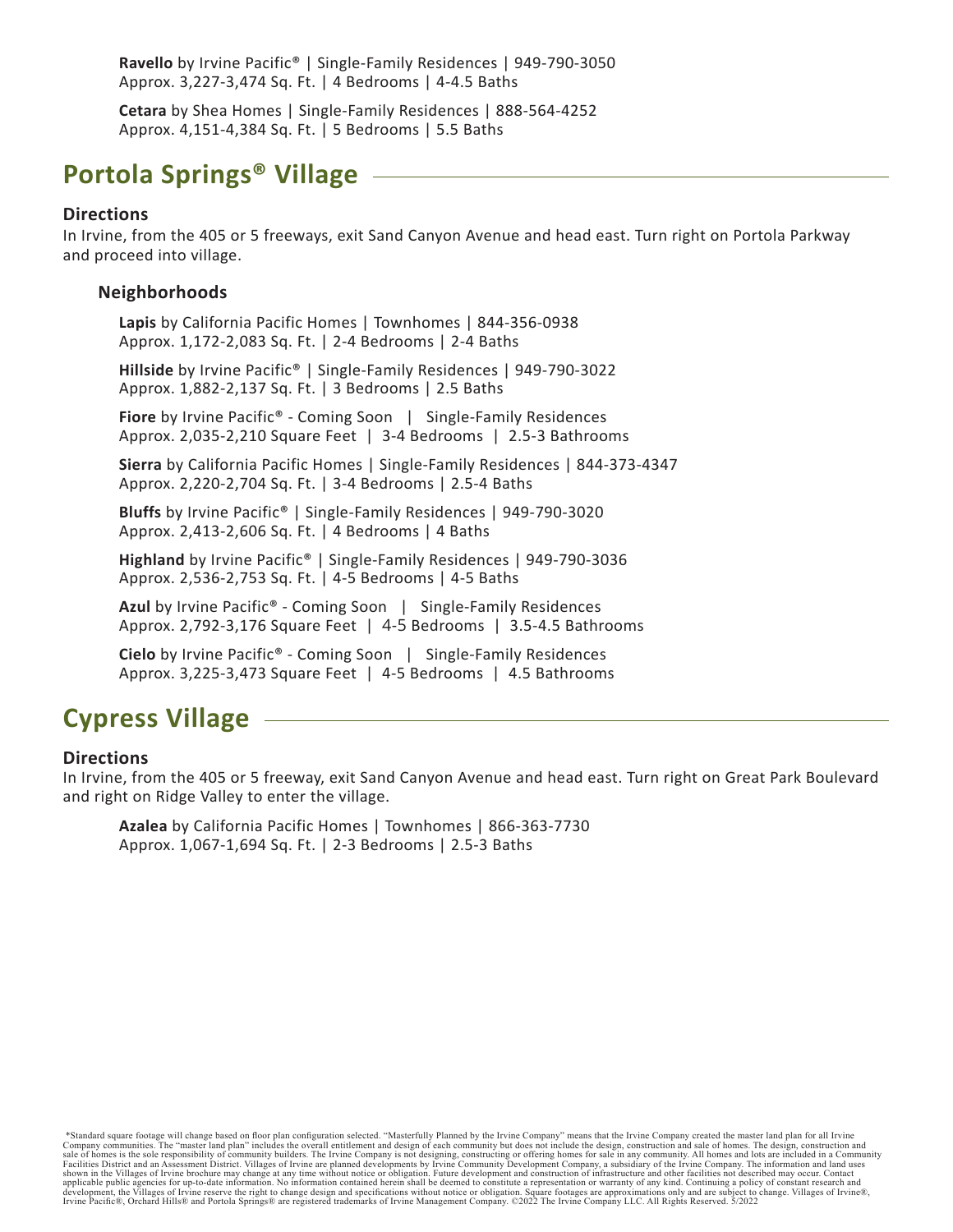**Ravello** by Irvine Pacific® | Single-Family Residences | 949-790-3050
Approx. 3,227-3,474 Sq. Ft. | 4 Bedrooms | 4-4.5 Baths

**Cetara** by Shea Homes | Single-Family Residences | 888-564-4252
Approx. 4,151-4,384 Sq. Ft. | 5 Bedrooms | 5.5 Baths

## Portola Springs® Village

### Directions

In Irvine, from the 405 or 5 freeways, exit Sand Canyon Avenue and head east. Turn right on Portola Parkway and proceed into village.

### Neighborhoods

**Lapis** by California Pacific Homes | Townhomes | 844-356-0938
Approx. 1,172-2,083 Sq. Ft. | 2-4 Bedrooms | 2-4 Baths

**Hillside** by Irvine Pacific® | Single-Family Residences | 949-790-3022
Approx. 1,882-2,137 Sq. Ft. | 3 Bedrooms | 2.5 Baths

**Fiore** by Irvine Pacific® - Coming Soon | Single-Family Residences
Approx. 2,035-2,210 Square Feet | 3-4 Bedrooms | 2.5-3 Bathrooms

**Sierra** by California Pacific Homes | Single-Family Residences | 844-373-4347
Approx. 2,220-2,704 Sq. Ft. | 3-4 Bedrooms | 2.5-4 Baths

**Bluffs** by Irvine Pacific® | Single-Family Residences | 949-790-3020
Approx. 2,413-2,606 Sq. Ft. | 4 Bedrooms | 4 Baths

**Highland** by Irvine Pacific® | Single-Family Residences | 949-790-3036
Approx. 2,536-2,753 Sq. Ft. | 4-5 Bedrooms | 4-5 Baths

**Azul** by Irvine Pacific® - Coming Soon | Single-Family Residences
Approx. 2,792-3,176 Square Feet | 4-5 Bedrooms | 3.5-4.5 Bathrooms

**Cielo** by Irvine Pacific® - Coming Soon | Single-Family Residences
Approx. 3,225-3,473 Square Feet | 4-5 Bedrooms | 4.5 Bathrooms

## Cypress Village

### Directions

In Irvine, from the 405 or 5 freeway, exit Sand Canyon Avenue and head east. Turn right on Great Park Boulevard and right on Ridge Valley to enter the village.

**Azalea** by California Pacific Homes | Townhomes | 866-363-7730
Approx. 1,067-1,694 Sq. Ft. | 2-3 Bedrooms | 2.5-3 Baths

*Standard square footage will change based on floor plan configuration selected. "Masterfully Planned by the Irvine Company" means that the Irvine Company created the master land plan for all Irvine Company communities. The "master land plan" includes the overall entitlement and design of each community but does not include the design, construction and sale of homes. The design, construction and sale of homes is the sole responsibility of community builders. The Irvine Company is not designing, constructing or offering homes for sale in any community. All homes and lots are included in a Community Facilities District and an Assessment District. Villages of Irvine are planned developments by Irvine Community Development Company, a subsidiary of the Irvine Company. The information and land uses shown in the Villages of Irvine brochure may change at any time without notice or obligation. Future development and construction of infrastructure and other facilities not described may occur. Contact applicable public agencies for up-to-date information. No information contained herein shall be deemed to constitute a representation or warranty of any kind. Continuing a policy of constant research and development, the Villages of Irvine reserve the right to change design and specifications without notice or obligation. Square footages are approximations only and are subject to change. Villages of Irvine®, Irvine Pacific®, Orchard Hills® and Portola Springs® are registered trademarks of Irvine Management Company. ©2022 The Irvine Company LLC. All Rights Reserved. 5/2022